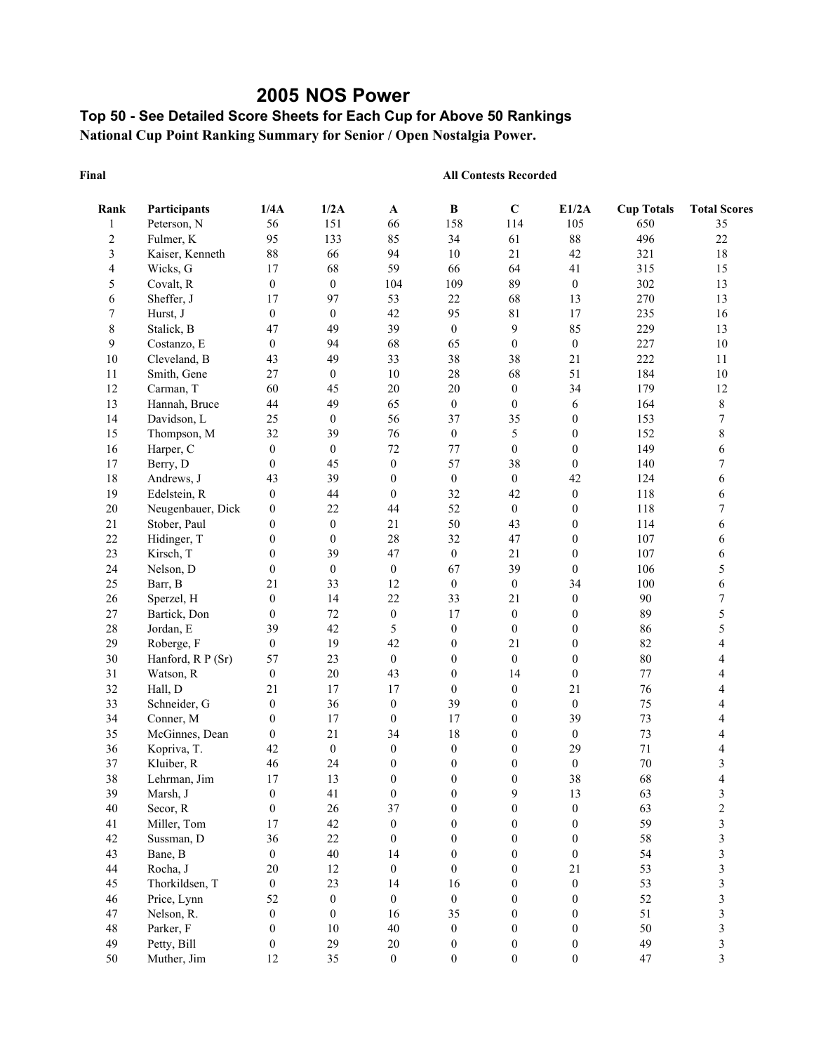# 2005 NOS Power

### Top 50 - See Detailed Score Sheets for Each Cup for Above 50 Rankings

**National Cup Point Ranking Summary for Senior / Open Nostalgia Power.**

**Final** **All Contests Recorded**

| Rank | Participants | 1/4A | 1/2A | A | B | C | E1/2A | Cup Totals | Total Scores |
|---|---|---|---|---|---|---|---|---|---|
| 1 | Peterson, N | 56 | 151 | 66 | 158 | 114 | 105 | 650 | 35 |
| 2 | Fulmer, K | 95 | 133 | 85 | 34 | 61 | 88 | 496 | 22 |
| 3 | Kaiser, Kenneth | 88 | 66 | 94 | 10 | 21 | 42 | 321 | 18 |
| 4 | Wicks, G | 17 | 68 | 59 | 66 | 64 | 41 | 315 | 15 |
| 5 | Covalt, R | 0 | 0 | 104 | 109 | 89 | 0 | 302 | 13 |
| 6 | Sheffer, J | 17 | 97 | 53 | 22 | 68 | 13 | 270 | 13 |
| 7 | Hurst, J | 0 | 0 | 42 | 95 | 81 | 17 | 235 | 16 |
| 8 | Stalick, B | 47 | 49 | 39 | 0 | 9 | 85 | 229 | 13 |
| 9 | Costanzo, E | 0 | 94 | 68 | 65 | 0 | 0 | 227 | 10 |
| 10 | Cleveland, B | 43 | 49 | 33 | 38 | 38 | 21 | 222 | 11 |
| 11 | Smith, Gene | 27 | 0 | 10 | 28 | 68 | 51 | 184 | 10 |
| 12 | Carman, T | 60 | 45 | 20 | 20 | 0 | 34 | 179 | 12 |
| 13 | Hannah, Bruce | 44 | 49 | 65 | 0 | 0 | 6 | 164 | 8 |
| 14 | Davidson, L | 25 | 0 | 56 | 37 | 35 | 0 | 153 | 7 |
| 15 | Thompson, M | 32 | 39 | 76 | 0 | 5 | 0 | 152 | 8 |
| 16 | Harper, C | 0 | 0 | 72 | 77 | 0 | 0 | 149 | 6 |
| 17 | Berry, D | 0 | 45 | 0 | 57 | 38 | 0 | 140 | 7 |
| 18 | Andrews, J | 43 | 39 | 0 | 0 | 0 | 42 | 124 | 6 |
| 19 | Edelstein, R | 0 | 44 | 0 | 32 | 42 | 0 | 118 | 6 |
| 20 | Neugenbauer, Dick | 0 | 22 | 44 | 52 | 0 | 0 | 118 | 7 |
| 21 | Stober, Paul | 0 | 0 | 21 | 50 | 43 | 0 | 114 | 6 |
| 22 | Hidinger, T | 0 | 0 | 28 | 32 | 47 | 0 | 107 | 6 |
| 23 | Kirsch, T | 0 | 39 | 47 | 0 | 21 | 0 | 107 | 6 |
| 24 | Nelson, D | 0 | 0 | 0 | 67 | 39 | 0 | 106 | 5 |
| 25 | Barr, B | 21 | 33 | 12 | 0 | 0 | 34 | 100 | 6 |
| 26 | Sperzel, H | 0 | 14 | 22 | 33 | 21 | 0 | 90 | 7 |
| 27 | Bartick, Don | 0 | 72 | 0 | 17 | 0 | 0 | 89 | 5 |
| 28 | Jordan, E | 39 | 42 | 5 | 0 | 0 | 0 | 86 | 5 |
| 29 | Roberge, F | 0 | 19 | 42 | 0 | 21 | 0 | 82 | 4 |
| 30 | Hanford, R P (Sr) | 57 | 23 | 0 | 0 | 0 | 0 | 80 | 4 |
| 31 | Watson, R | 0 | 20 | 43 | 0 | 14 | 0 | 77 | 4 |
| 32 | Hall, D | 21 | 17 | 17 | 0 | 0 | 21 | 76 | 4 |
| 33 | Schneider, G | 0 | 36 | 0 | 39 | 0 | 0 | 75 | 4 |
| 34 | Conner, M | 0 | 17 | 0 | 17 | 0 | 39 | 73 | 4 |
| 35 | McGinnes, Dean | 0 | 21 | 34 | 18 | 0 | 0 | 73 | 4 |
| 36 | Kopriva, T. | 42 | 0 | 0 | 0 | 0 | 29 | 71 | 4 |
| 37 | Kluiber, R | 46 | 24 | 0 | 0 | 0 | 0 | 70 | 3 |
| 38 | Lehrman, Jim | 17 | 13 | 0 | 0 | 0 | 38 | 68 | 4 |
| 39 | Marsh, J | 0 | 41 | 0 | 0 | 9 | 13 | 63 | 3 |
| 40 | Secor, R | 0 | 26 | 37 | 0 | 0 | 0 | 63 | 2 |
| 41 | Miller, Tom | 17 | 42 | 0 | 0 | 0 | 0 | 59 | 3 |
| 42 | Sussman, D | 36 | 22 | 0 | 0 | 0 | 0 | 58 | 3 |
| 43 | Bane, B | 0 | 40 | 14 | 0 | 0 | 0 | 54 | 3 |
| 44 | Rocha, J | 20 | 12 | 0 | 0 | 0 | 21 | 53 | 3 |
| 45 | Thorkildsen, T | 0 | 23 | 14 | 16 | 0 | 0 | 53 | 3 |
| 46 | Price, Lynn | 52 | 0 | 0 | 0 | 0 | 0 | 52 | 3 |
| 47 | Nelson, R. | 0 | 0 | 16 | 35 | 0 | 0 | 51 | 3 |
| 48 | Parker, F | 0 | 10 | 40 | 0 | 0 | 0 | 50 | 3 |
| 49 | Petty, Bill | 0 | 29 | 20 | 0 | 0 | 0 | 49 | 3 |
| 50 | Muther, Jim | 12 | 35 | 0 | 0 | 0 | 0 | 47 | 3 |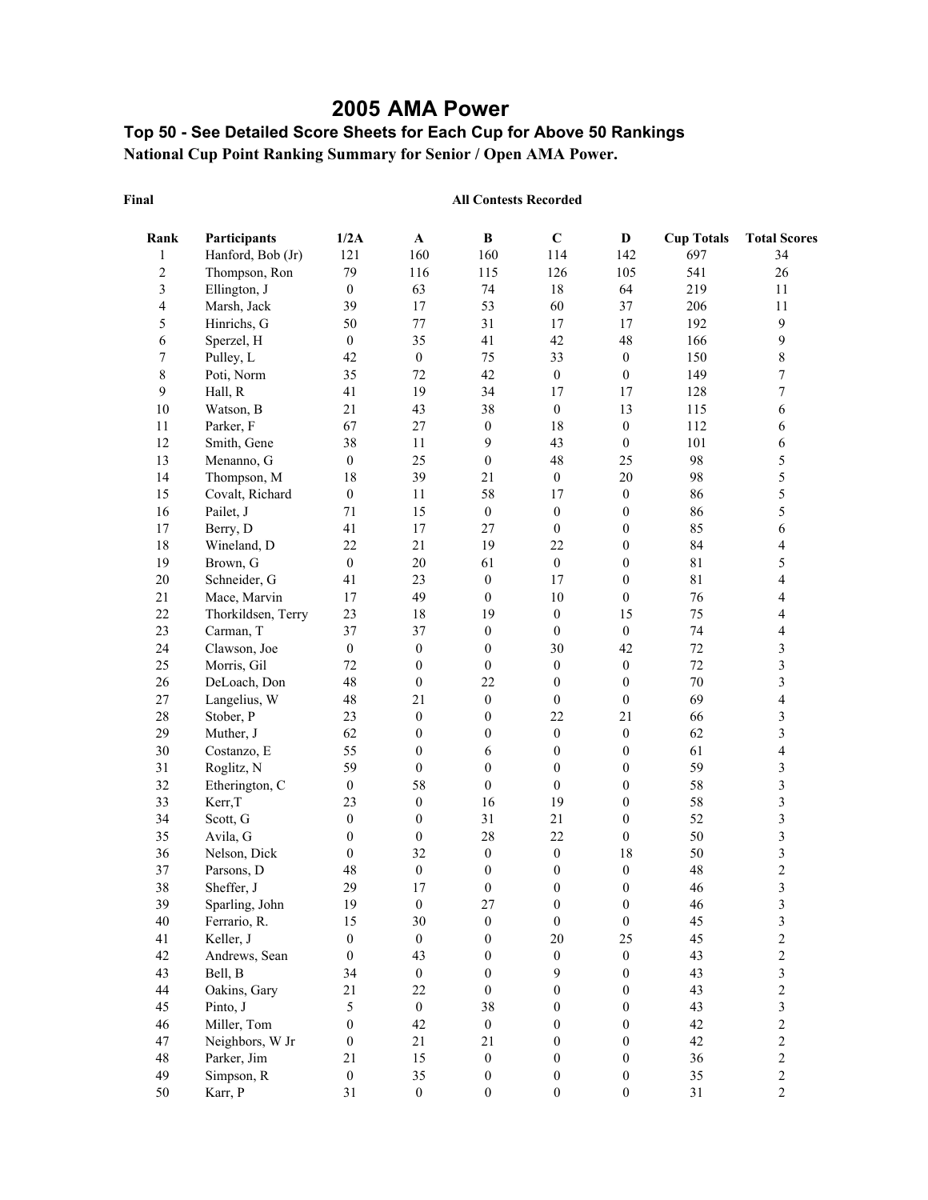# 2005 AMA Power

### Top 50 - See Detailed Score Sheets for Each Cup for Above 50 Rankings

**National Cup Point Ranking Summary for Senior / Open AMA Power.**

**Final** **All Contests Recorded**

| Rank | Participants | 1/2A | A | B | C | D | Cup Totals | Total Scores |
|---|---|---|---|---|---|---|---|---|
| 1 | Hanford, Bob (Jr) | 121 | 160 | 160 | 114 | 142 | 697 | 34 |
| 2 | Thompson, Ron | 79 | 116 | 115 | 126 | 105 | 541 | 26 |
| 3 | Ellington, J | 0 | 63 | 74 | 18 | 64 | 219 | 11 |
| 4 | Marsh, Jack | 39 | 17 | 53 | 60 | 37 | 206 | 11 |
| 5 | Hinrichs, G | 50 | 77 | 31 | 17 | 17 | 192 | 9 |
| 6 | Sperzel, H | 0 | 35 | 41 | 42 | 48 | 166 | 9 |
| 7 | Pulley, L | 42 | 0 | 75 | 33 | 0 | 150 | 8 |
| 8 | Poti, Norm | 35 | 72 | 42 | 0 | 0 | 149 | 7 |
| 9 | Hall, R | 41 | 19 | 34 | 17 | 17 | 128 | 7 |
| 10 | Watson, B | 21 | 43 | 38 | 0 | 13 | 115 | 6 |
| 11 | Parker, F | 67 | 27 | 0 | 18 | 0 | 112 | 6 |
| 12 | Smith, Gene | 38 | 11 | 9 | 43 | 0 | 101 | 6 |
| 13 | Menanno, G | 0 | 25 | 0 | 48 | 25 | 98 | 5 |
| 14 | Thompson, M | 18 | 39 | 21 | 0 | 20 | 98 | 5 |
| 15 | Covalt, Richard | 0 | 11 | 58 | 17 | 0 | 86 | 5 |
| 16 | Pailet, J | 71 | 15 | 0 | 0 | 0 | 86 | 5 |
| 17 | Berry, D | 41 | 17 | 27 | 0 | 0 | 85 | 6 |
| 18 | Wineland, D | 22 | 21 | 19 | 22 | 0 | 84 | 4 |
| 19 | Brown, G | 0 | 20 | 61 | 0 | 0 | 81 | 5 |
| 20 | Schneider, G | 41 | 23 | 0 | 17 | 0 | 81 | 4 |
| 21 | Mace, Marvin | 17 | 49 | 0 | 10 | 0 | 76 | 4 |
| 22 | Thorkildsen, Terry | 23 | 18 | 19 | 0 | 15 | 75 | 4 |
| 23 | Carman, T | 37 | 37 | 0 | 0 | 0 | 74 | 4 |
| 24 | Clawson, Joe | 0 | 0 | 0 | 30 | 42 | 72 | 3 |
| 25 | Morris, Gil | 72 | 0 | 0 | 0 | 0 | 72 | 3 |
| 26 | DeLoach, Don | 48 | 0 | 22 | 0 | 0 | 70 | 3 |
| 27 | Langelius, W | 48 | 21 | 0 | 0 | 0 | 69 | 4 |
| 28 | Stober, P | 23 | 0 | 0 | 22 | 21 | 66 | 3 |
| 29 | Muther, J | 62 | 0 | 0 | 0 | 0 | 62 | 3 |
| 30 | Costanzo, E | 55 | 0 | 6 | 0 | 0 | 61 | 4 |
| 31 | Roglitz, N | 59 | 0 | 0 | 0 | 0 | 59 | 3 |
| 32 | Etherington, C | 0 | 58 | 0 | 0 | 0 | 58 | 3 |
| 33 | Kerr,T | 23 | 0 | 16 | 19 | 0 | 58 | 3 |
| 34 | Scott, G | 0 | 0 | 31 | 21 | 0 | 52 | 3 |
| 35 | Avila, G | 0 | 0 | 28 | 22 | 0 | 50 | 3 |
| 36 | Nelson, Dick | 0 | 32 | 0 | 0 | 18 | 50 | 3 |
| 37 | Parsons, D | 48 | 0 | 0 | 0 | 0 | 48 | 2 |
| 38 | Sheffer, J | 29 | 17 | 0 | 0 | 0 | 46 | 3 |
| 39 | Sparling, John | 19 | 0 | 27 | 0 | 0 | 46 | 3 |
| 40 | Ferrario, R. | 15 | 30 | 0 | 0 | 0 | 45 | 3 |
| 41 | Keller, J | 0 | 0 | 0 | 20 | 25 | 45 | 2 |
| 42 | Andrews, Sean | 0 | 43 | 0 | 0 | 0 | 43 | 2 |
| 43 | Bell, B | 34 | 0 | 0 | 9 | 0 | 43 | 3 |
| 44 | Oakins, Gary | 21 | 22 | 0 | 0 | 0 | 43 | 2 |
| 45 | Pinto, J | 5 | 0 | 38 | 0 | 0 | 43 | 3 |
| 46 | Miller, Tom | 0 | 42 | 0 | 0 | 0 | 42 | 2 |
| 47 | Neighbors, W Jr | 0 | 21 | 21 | 0 | 0 | 42 | 2 |
| 48 | Parker, Jim | 21 | 15 | 0 | 0 | 0 | 36 | 2 |
| 49 | Simpson, R | 0 | 35 | 0 | 0 | 0 | 35 | 2 |
| 50 | Karr, P | 31 | 0 | 0 | 0 | 0 | 31 | 2 |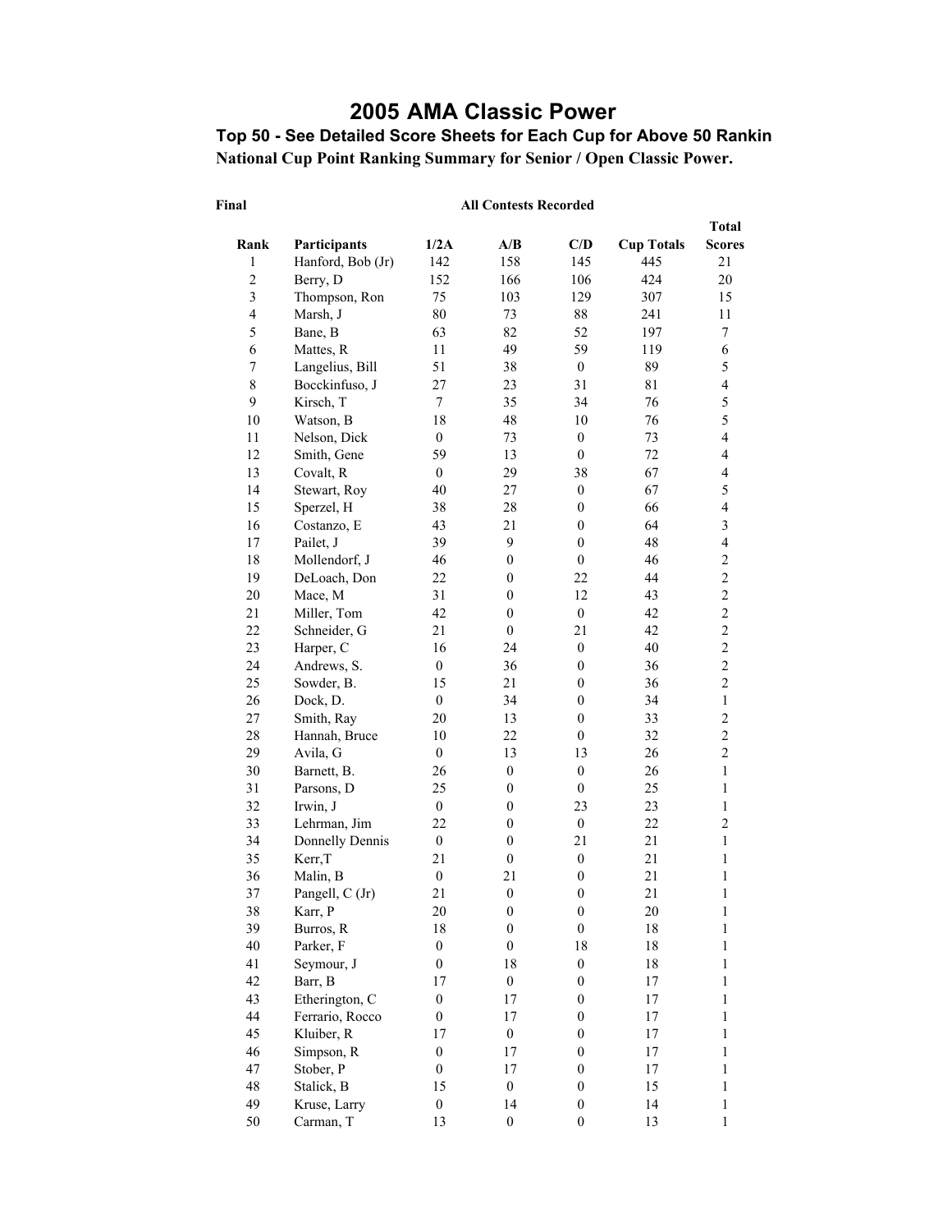# 2005 AMA Classic Power

### Top 50 - See Detailed Score Sheets for Each Cup for Above 50 Rankin

**National Cup Point Ranking Summary for Senior / Open Classic Power.**

**Final** **All Contests Recorded**

| Rank | Participants | 1/2A | A/B | C/D | Cup Totals | Total Scores |
|---|---|---|---|---|---|---|
| 1 | Hanford, Bob (Jr) | 142 | 158 | 145 | 445 | 21 |
| 2 | Berry, D | 152 | 166 | 106 | 424 | 20 |
| 3 | Thompson, Ron | 75 | 103 | 129 | 307 | 15 |
| 4 | Marsh, J | 80 | 73 | 88 | 241 | 11 |
| 5 | Bane, B | 63 | 82 | 52 | 197 | 7 |
| 6 | Mattes, R | 11 | 49 | 59 | 119 | 6 |
| 7 | Langelius, Bill | 51 | 38 | 0 | 89 | 5 |
| 8 | Bocckinfuso, J | 27 | 23 | 31 | 81 | 4 |
| 9 | Kirsch, T | 7 | 35 | 34 | 76 | 5 |
| 10 | Watson, B | 18 | 48 | 10 | 76 | 5 |
| 11 | Nelson, Dick | 0 | 73 | 0 | 73 | 4 |
| 12 | Smith, Gene | 59 | 13 | 0 | 72 | 4 |
| 13 | Covalt, R | 0 | 29 | 38 | 67 | 4 |
| 14 | Stewart, Roy | 40 | 27 | 0 | 67 | 5 |
| 15 | Sperzel, H | 38 | 28 | 0 | 66 | 4 |
| 16 | Costanzo, E | 43 | 21 | 0 | 64 | 3 |
| 17 | Pailet, J | 39 | 9 | 0 | 48 | 4 |
| 18 | Mollendorf, J | 46 | 0 | 0 | 46 | 2 |
| 19 | DeLoach, Don | 22 | 0 | 22 | 44 | 2 |
| 20 | Mace, M | 31 | 0 | 12 | 43 | 2 |
| 21 | Miller, Tom | 42 | 0 | 0 | 42 | 2 |
| 22 | Schneider, G | 21 | 0 | 21 | 42 | 2 |
| 23 | Harper, C | 16 | 24 | 0 | 40 | 2 |
| 24 | Andrews, S. | 0 | 36 | 0 | 36 | 2 |
| 25 | Sowder, B. | 15 | 21 | 0 | 36 | 2 |
| 26 | Dock, D. | 0 | 34 | 0 | 34 | 1 |
| 27 | Smith, Ray | 20 | 13 | 0 | 33 | 2 |
| 28 | Hannah, Bruce | 10 | 22 | 0 | 32 | 2 |
| 29 | Avila, G | 0 | 13 | 13 | 26 | 2 |
| 30 | Barnett, B. | 26 | 0 | 0 | 26 | 1 |
| 31 | Parsons, D | 25 | 0 | 0 | 25 | 1 |
| 32 | Irwin, J | 0 | 0 | 23 | 23 | 1 |
| 33 | Lehrman, Jim | 22 | 0 | 0 | 22 | 2 |
| 34 | Donnelly Dennis | 0 | 0 | 21 | 21 | 1 |
| 35 | Kerr,T | 21 | 0 | 0 | 21 | 1 |
| 36 | Malin, B | 0 | 21 | 0 | 21 | 1 |
| 37 | Pangell, C (Jr) | 21 | 0 | 0 | 21 | 1 |
| 38 | Karr, P | 20 | 0 | 0 | 20 | 1 |
| 39 | Burros, R | 18 | 0 | 0 | 18 | 1 |
| 40 | Parker, F | 0 | 0 | 18 | 18 | 1 |
| 41 | Seymour, J | 0 | 18 | 0 | 18 | 1 |
| 42 | Barr, B | 17 | 0 | 0 | 17 | 1 |
| 43 | Etherington, C | 0 | 17 | 0 | 17 | 1 |
| 44 | Ferrario, Rocco | 0 | 17 | 0 | 17 | 1 |
| 45 | Kluiber, R | 17 | 0 | 0 | 17 | 1 |
| 46 | Simpson, R | 0 | 17 | 0 | 17 | 1 |
| 47 | Stober, P | 0 | 17 | 0 | 17 | 1 |
| 48 | Stalick, B | 15 | 0 | 0 | 15 | 1 |
| 49 | Kruse, Larry | 0 | 14 | 0 | 14 | 1 |
| 50 | Carman, T | 13 | 0 | 0 | 13 | 1 |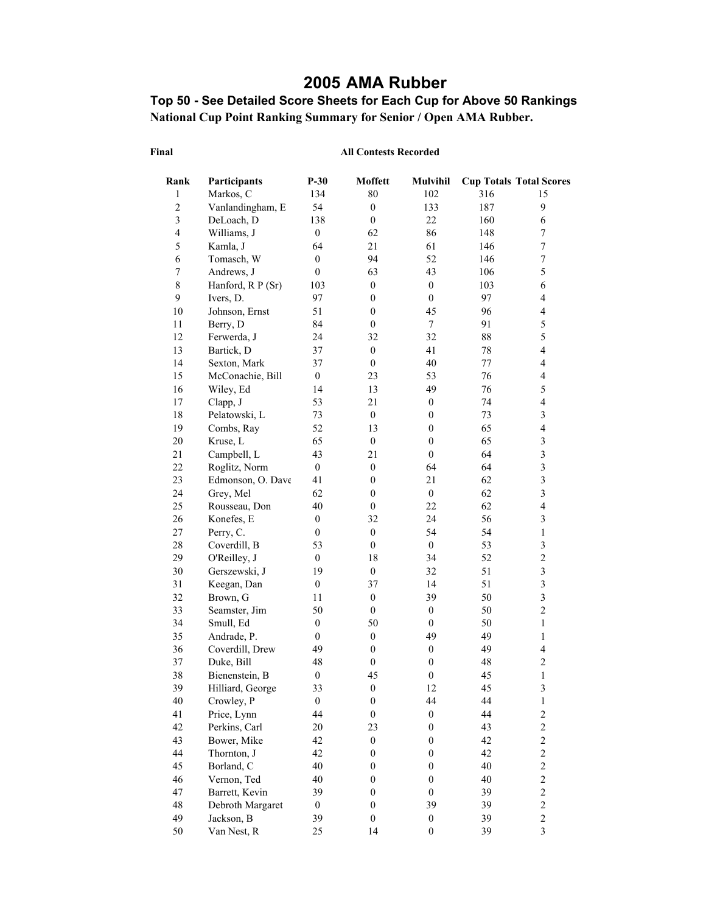# 2005 AMA Rubber

### Top 50 - See Detailed Score Sheets for Each Cup for Above 50 Rankings

**National Cup Point Ranking Summary for Senior / Open AMA Rubber.**

**Final** **All Contests Recorded**

| Rank | Participants | P-30 | Moffett | Mulvihil | Cup Totals | Total Scores |
|---|---|---|---|---|---|---|
| 1 | Markos, C | 134 | 80 | 102 | 316 | 15 |
| 2 | Vanlandingham, E | 54 | 0 | 133 | 187 | 9 |
| 3 | DeLoach, D | 138 | 0 | 22 | 160 | 6 |
| 4 | Williams, J | 0 | 62 | 86 | 148 | 7 |
| 5 | Kamla, J | 64 | 21 | 61 | 146 | 7 |
| 6 | Tomasch, W | 0 | 94 | 52 | 146 | 7 |
| 7 | Andrews, J | 0 | 63 | 43 | 106 | 5 |
| 8 | Hanford, R P (Sr) | 103 | 0 | 0 | 103 | 6 |
| 9 | Ivers, D. | 97 | 0 | 0 | 97 | 4 |
| 10 | Johnson, Ernst | 51 | 0 | 45 | 96 | 4 |
| 11 | Berry, D | 84 | 0 | 7 | 91 | 5 |
| 12 | Ferwerda, J | 24 | 32 | 32 | 88 | 5 |
| 13 | Bartick, D | 37 | 0 | 41 | 78 | 4 |
| 14 | Sexton, Mark | 37 | 0 | 40 | 77 | 4 |
| 15 | McConachie, Bill | 0 | 23 | 53 | 76 | 4 |
| 16 | Wiley, Ed | 14 | 13 | 49 | 76 | 5 |
| 17 | Clapp, J | 53 | 21 | 0 | 74 | 4 |
| 18 | Pelatowski, L | 73 | 0 | 0 | 73 | 3 |
| 19 | Combs, Ray | 52 | 13 | 0 | 65 | 4 |
| 20 | Kruse, L | 65 | 0 | 0 | 65 | 3 |
| 21 | Campbell, L | 43 | 21 | 0 | 64 | 3 |
| 22 | Roglitz, Norm | 0 | 0 | 64 | 64 | 3 |
| 23 | Edmonson, O. Dave | 41 | 0 | 21 | 62 | 3 |
| 24 | Grey, Mel | 62 | 0 | 0 | 62 | 3 |
| 25 | Rousseau, Don | 40 | 0 | 22 | 62 | 4 |
| 26 | Konefes, E | 0 | 32 | 24 | 56 | 3 |
| 27 | Perry, C. | 0 | 0 | 54 | 54 | 1 |
| 28 | Coverdill, B | 53 | 0 | 0 | 53 | 3 |
| 29 | O'Reilley, J | 0 | 18 | 34 | 52 | 2 |
| 30 | Gerszewski, J | 19 | 0 | 32 | 51 | 3 |
| 31 | Keegan, Dan | 0 | 37 | 14 | 51 | 3 |
| 32 | Brown, G | 11 | 0 | 39 | 50 | 3 |
| 33 | Seamster, Jim | 50 | 0 | 0 | 50 | 2 |
| 34 | Smull, Ed | 0 | 50 | 0 | 50 | 1 |
| 35 | Andrade, P. | 0 | 0 | 49 | 49 | 1 |
| 36 | Coverdill, Drew | 49 | 0 | 0 | 49 | 4 |
| 37 | Duke, Bill | 48 | 0 | 0 | 48 | 2 |
| 38 | Bienenstein, B | 0 | 45 | 0 | 45 | 1 |
| 39 | Hilliard, George | 33 | 0 | 12 | 45 | 3 |
| 40 | Crowley, P | 0 | 0 | 44 | 44 | 1 |
| 41 | Price, Lynn | 44 | 0 | 0 | 44 | 2 |
| 42 | Perkins, Carl | 20 | 23 | 0 | 43 | 2 |
| 43 | Bower, Mike | 42 | 0 | 0 | 42 | 2 |
| 44 | Thornton, J | 42 | 0 | 0 | 42 | 2 |
| 45 | Borland, C | 40 | 0 | 0 | 40 | 2 |
| 46 | Vernon, Ted | 40 | 0 | 0 | 40 | 2 |
| 47 | Barrett, Kevin | 39 | 0 | 0 | 39 | 2 |
| 48 | Debroth Margaret | 0 | 0 | 39 | 39 | 2 |
| 49 | Jackson, B | 39 | 0 | 0 | 39 | 2 |
| 50 | Van Nest, R | 25 | 14 | 0 | 39 | 3 |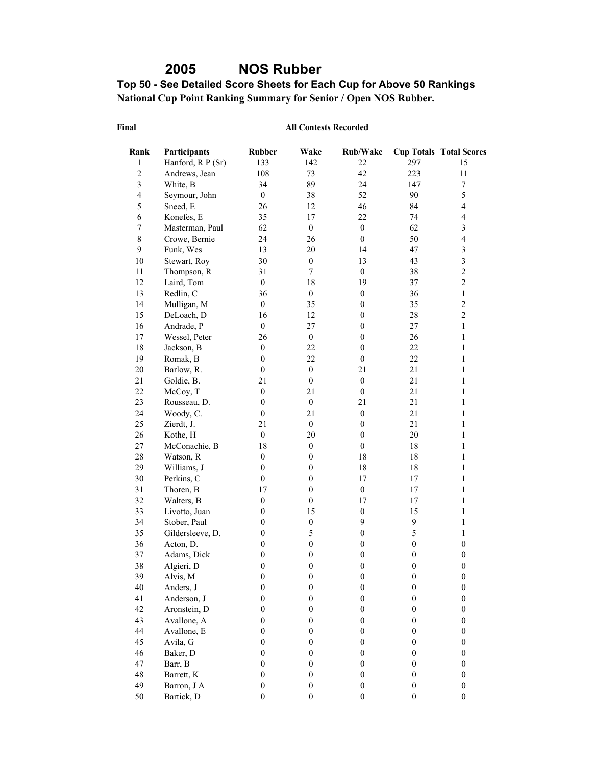# 2005 NOS Rubber

**Top 50 - See Detailed Score Sheets for Each Cup for Above 50 Rankings**

**National Cup Point Ranking Summary for Senior / Open NOS Rubber.**

**Final** **All Contests Recorded**

| Rank | Participants | Rubber | Wake | Rub/Wake | Cup Totals | Total Scores |
|---|---|---|---|---|---|---|
| 1 | Hanford, R P (Sr) | 133 | 142 | 22 | 297 | 15 |
| 2 | Andrews, Jean | 108 | 73 | 42 | 223 | 11 |
| 3 | White, B | 34 | 89 | 24 | 147 | 7 |
| 4 | Seymour, John | 0 | 38 | 52 | 90 | 5 |
| 5 | Sneed, E | 26 | 12 | 46 | 84 | 4 |
| 6 | Konefes, E | 35 | 17 | 22 | 74 | 4 |
| 7 | Masterman, Paul | 62 | 0 | 0 | 62 | 3 |
| 8 | Crowe, Bernie | 24 | 26 | 0 | 50 | 4 |
| 9 | Funk, Wes | 13 | 20 | 14 | 47 | 3 |
| 10 | Stewart, Roy | 30 | 0 | 13 | 43 | 3 |
| 11 | Thompson, R | 31 | 7 | 0 | 38 | 2 |
| 12 | Laird, Tom | 0 | 18 | 19 | 37 | 2 |
| 13 | Redlin, C | 36 | 0 | 0 | 36 | 1 |
| 14 | Mulligan, M | 0 | 35 | 0 | 35 | 2 |
| 15 | DeLoach, D | 16 | 12 | 0 | 28 | 2 |
| 16 | Andrade, P | 0 | 27 | 0 | 27 | 1 |
| 17 | Wessel, Peter | 26 | 0 | 0 | 26 | 1 |
| 18 | Jackson, B | 0 | 22 | 0 | 22 | 1 |
| 19 | Romak, B | 0 | 22 | 0 | 22 | 1 |
| 20 | Barlow, R. | 0 | 0 | 21 | 21 | 1 |
| 21 | Goldie, B. | 21 | 0 | 0 | 21 | 1 |
| 22 | McCoy, T | 0 | 21 | 0 | 21 | 1 |
| 23 | Rousseau, D. | 0 | 0 | 21 | 21 | 1 |
| 24 | Woody, C. | 0 | 21 | 0 | 21 | 1 |
| 25 | Zierdt, J. | 21 | 0 | 0 | 21 | 1 |
| 26 | Kothe, H | 0 | 20 | 0 | 20 | 1 |
| 27 | McConachie, B | 18 | 0 | 0 | 18 | 1 |
| 28 | Watson, R | 0 | 0 | 18 | 18 | 1 |
| 29 | Williams, J | 0 | 0 | 18 | 18 | 1 |
| 30 | Perkins, C | 0 | 0 | 17 | 17 | 1 |
| 31 | Thoren, B | 17 | 0 | 0 | 17 | 1 |
| 32 | Walters, B | 0 | 0 | 17 | 17 | 1 |
| 33 | Livotto, Juan | 0 | 15 | 0 | 15 | 1 |
| 34 | Stober, Paul | 0 | 0 | 9 | 9 | 1 |
| 35 | Gildersleeve, D. | 0 | 5 | 0 | 5 | 1 |
| 36 | Acton, D. | 0 | 0 | 0 | 0 | 0 |
| 37 | Adams, Dick | 0 | 0 | 0 | 0 | 0 |
| 38 | Algieri, D | 0 | 0 | 0 | 0 | 0 |
| 39 | Alvis, M | 0 | 0 | 0 | 0 | 0 |
| 40 | Anders, J | 0 | 0 | 0 | 0 | 0 |
| 41 | Anderson, J | 0 | 0 | 0 | 0 | 0 |
| 42 | Aronstein, D | 0 | 0 | 0 | 0 | 0 |
| 43 | Avallone, A | 0 | 0 | 0 | 0 | 0 |
| 44 | Avallone, E | 0 | 0 | 0 | 0 | 0 |
| 45 | Avila, G | 0 | 0 | 0 | 0 | 0 |
| 46 | Baker, D | 0 | 0 | 0 | 0 | 0 |
| 47 | Barr, B | 0 | 0 | 0 | 0 | 0 |
| 48 | Barrett, K | 0 | 0 | 0 | 0 | 0 |
| 49 | Barron, J A | 0 | 0 | 0 | 0 | 0 |
| 50 | Bartick, D | 0 | 0 | 0 | 0 | 0 |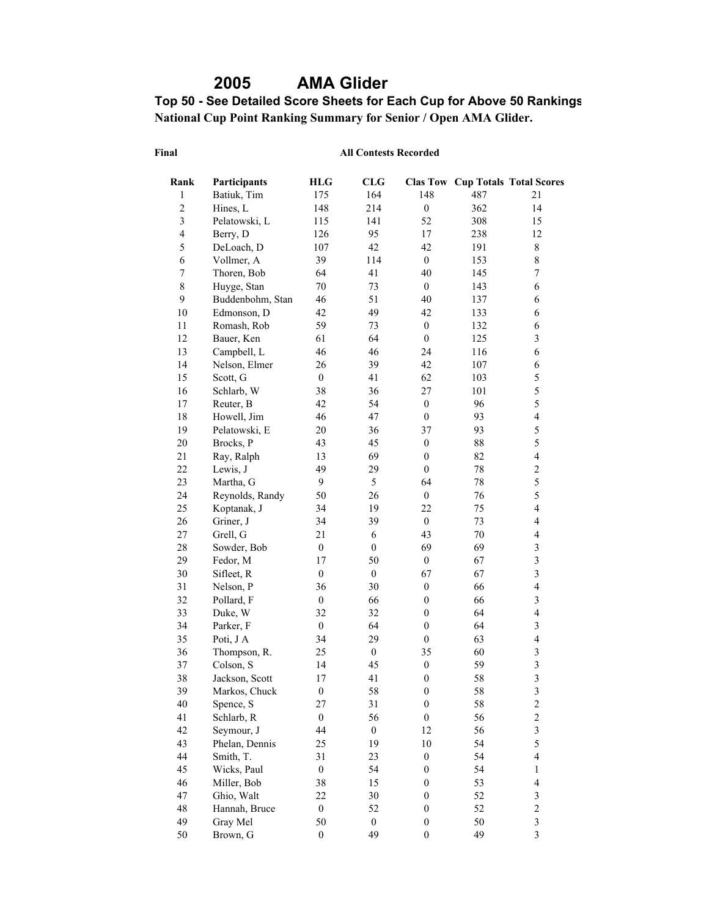# 2005 AMA Glider

**Top 50 - See Detailed Score Sheets for Each Cup for Above 50 Rankings**

**National Cup Point Ranking Summary for Senior / Open AMA Glider.**

**Final** **All Contests Recorded**

| Rank | Participants | HLG | CLG | Clas Tow | Cup Totals | Total Scores |
|---|---|---|---|---|---|---|
| 1 | Batiuk, Tim | 175 | 164 | 148 | 487 | 21 |
| 2 | Hines, L | 148 | 214 | 0 | 362 | 14 |
| 3 | Pelatowski, L | 115 | 141 | 52 | 308 | 15 |
| 4 | Berry, D | 126 | 95 | 17 | 238 | 12 |
| 5 | DeLoach, D | 107 | 42 | 42 | 191 | 8 |
| 6 | Vollmer, A | 39 | 114 | 0 | 153 | 8 |
| 7 | Thoren, Bob | 64 | 41 | 40 | 145 | 7 |
| 8 | Huyge, Stan | 70 | 73 | 0 | 143 | 6 |
| 9 | Buddenbohm, Stan | 46 | 51 | 40 | 137 | 6 |
| 10 | Edmonson, D | 42 | 49 | 42 | 133 | 6 |
| 11 | Romash, Rob | 59 | 73 | 0 | 132 | 6 |
| 12 | Bauer, Ken | 61 | 64 | 0 | 125 | 3 |
| 13 | Campbell, L | 46 | 46 | 24 | 116 | 6 |
| 14 | Nelson, Elmer | 26 | 39 | 42 | 107 | 6 |
| 15 | Scott, G | 0 | 41 | 62 | 103 | 5 |
| 16 | Schlarb, W | 38 | 36 | 27 | 101 | 5 |
| 17 | Reuter, B | 42 | 54 | 0 | 96 | 5 |
| 18 | Howell, Jim | 46 | 47 | 0 | 93 | 4 |
| 19 | Pelatowski, E | 20 | 36 | 37 | 93 | 5 |
| 20 | Brocks, P | 43 | 45 | 0 | 88 | 5 |
| 21 | Ray, Ralph | 13 | 69 | 0 | 82 | 4 |
| 22 | Lewis, J | 49 | 29 | 0 | 78 | 2 |
| 23 | Martha, G | 9 | 5 | 64 | 78 | 5 |
| 24 | Reynolds, Randy | 50 | 26 | 0 | 76 | 5 |
| 25 | Koptanak, J | 34 | 19 | 22 | 75 | 4 |
| 26 | Griner, J | 34 | 39 | 0 | 73 | 4 |
| 27 | Grell, G | 21 | 6 | 43 | 70 | 4 |
| 28 | Sowder, Bob | 0 | 0 | 69 | 69 | 3 |
| 29 | Fedor, M | 17 | 50 | 0 | 67 | 3 |
| 30 | Sifleet, R | 0 | 0 | 67 | 67 | 3 |
| 31 | Nelson, P | 36 | 30 | 0 | 66 | 4 |
| 32 | Pollard, F | 0 | 66 | 0 | 66 | 3 |
| 33 | Duke, W | 32 | 32 | 0 | 64 | 4 |
| 34 | Parker, F | 0 | 64 | 0 | 64 | 3 |
| 35 | Poti, J A | 34 | 29 | 0 | 63 | 4 |
| 36 | Thompson, R. | 25 | 0 | 35 | 60 | 3 |
| 37 | Colson, S | 14 | 45 | 0 | 59 | 3 |
| 38 | Jackson, Scott | 17 | 41 | 0 | 58 | 3 |
| 39 | Markos, Chuck | 0 | 58 | 0 | 58 | 3 |
| 40 | Spence, S | 27 | 31 | 0 | 58 | 2 |
| 41 | Schlarb, R | 0 | 56 | 0 | 56 | 2 |
| 42 | Seymour, J | 44 | 0 | 12 | 56 | 3 |
| 43 | Phelan, Dennis | 25 | 19 | 10 | 54 | 5 |
| 44 | Smith, T. | 31 | 23 | 0 | 54 | 4 |
| 45 | Wicks, Paul | 0 | 54 | 0 | 54 | 1 |
| 46 | Miller, Bob | 38 | 15 | 0 | 53 | 4 |
| 47 | Ghio, Walt | 22 | 30 | 0 | 52 | 3 |
| 48 | Hannah, Bruce | 0 | 52 | 0 | 52 | 2 |
| 49 | Gray Mel | 50 | 0 | 0 | 50 | 3 |
| 50 | Brown, G | 0 | 49 | 0 | 49 | 3 |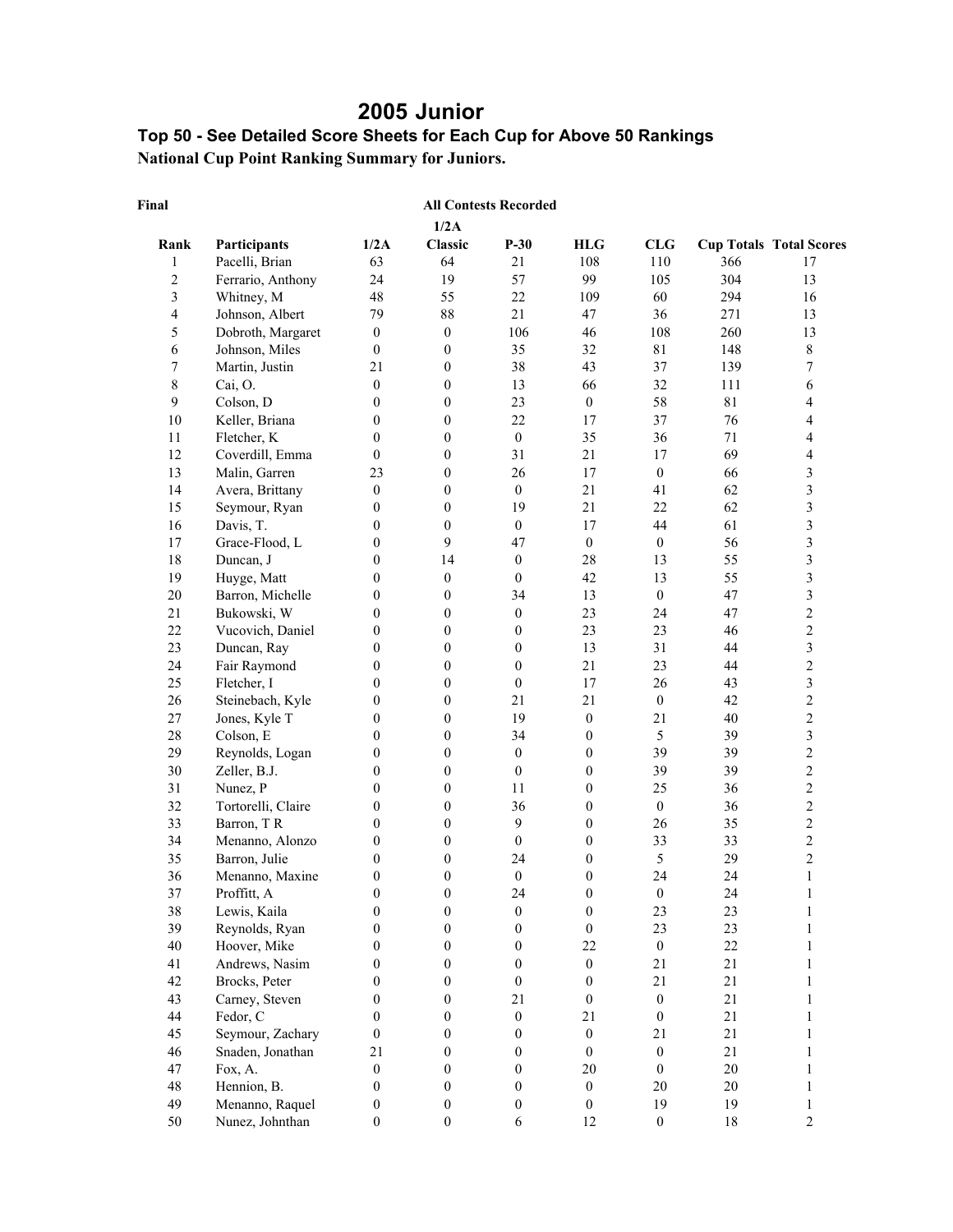# 2005 Junior

### Top 50 - See Detailed Score Sheets for Each Cup for Above 50 Rankings

**National Cup Point Ranking Summary for Juniors.**

**Final** **All Contests Recorded**

| Rank | Participants | 1/2A | 1/2A Classic | P-30 | HLG | CLG | Cup Totals | Total Scores |
|---|---|---|---|---|---|---|---|---|
| 1 | Pacelli, Brian | 63 | 64 | 21 | 108 | 110 | 366 | 17 |
| 2 | Ferrario, Anthony | 24 | 19 | 57 | 99 | 105 | 304 | 13 |
| 3 | Whitney, M | 48 | 55 | 22 | 109 | 60 | 294 | 16 |
| 4 | Johnson, Albert | 79 | 88 | 21 | 47 | 36 | 271 | 13 |
| 5 | Dobroth, Margaret | 0 | 0 | 106 | 46 | 108 | 260 | 13 |
| 6 | Johnson, Miles | 0 | 0 | 35 | 32 | 81 | 148 | 8 |
| 7 | Martin, Justin | 21 | 0 | 38 | 43 | 37 | 139 | 7 |
| 8 | Cai, O. | 0 | 0 | 13 | 66 | 32 | 111 | 6 |
| 9 | Colson, D | 0 | 0 | 23 | 0 | 58 | 81 | 4 |
| 10 | Keller, Briana | 0 | 0 | 22 | 17 | 37 | 76 | 4 |
| 11 | Fletcher, K | 0 | 0 | 0 | 35 | 36 | 71 | 4 |
| 12 | Coverdill, Emma | 0 | 0 | 31 | 21 | 17 | 69 | 4 |
| 13 | Malin, Garren | 23 | 0 | 26 | 17 | 0 | 66 | 3 |
| 14 | Avera, Brittany | 0 | 0 | 0 | 21 | 41 | 62 | 3 |
| 15 | Seymour, Ryan | 0 | 0 | 19 | 21 | 22 | 62 | 3 |
| 16 | Davis, T. | 0 | 0 | 0 | 17 | 44 | 61 | 3 |
| 17 | Grace-Flood, L | 0 | 9 | 47 | 0 | 0 | 56 | 3 |
| 18 | Duncan, J | 0 | 14 | 0 | 28 | 13 | 55 | 3 |
| 19 | Huyge, Matt | 0 | 0 | 0 | 42 | 13 | 55 | 3 |
| 20 | Barron, Michelle | 0 | 0 | 34 | 13 | 0 | 47 | 3 |
| 21 | Bukowski, W | 0 | 0 | 0 | 23 | 24 | 47 | 2 |
| 22 | Vucovich, Daniel | 0 | 0 | 0 | 23 | 23 | 46 | 2 |
| 23 | Duncan, Ray | 0 | 0 | 0 | 13 | 31 | 44 | 3 |
| 24 | Fair Raymond | 0 | 0 | 0 | 21 | 23 | 44 | 2 |
| 25 | Fletcher, I | 0 | 0 | 0 | 17 | 26 | 43 | 3 |
| 26 | Steinebach, Kyle | 0 | 0 | 21 | 21 | 0 | 42 | 2 |
| 27 | Jones, Kyle T | 0 | 0 | 19 | 0 | 21 | 40 | 2 |
| 28 | Colson, E | 0 | 0 | 34 | 0 | 5 | 39 | 3 |
| 29 | Reynolds, Logan | 0 | 0 | 0 | 0 | 39 | 39 | 2 |
| 30 | Zeller, B.J. | 0 | 0 | 0 | 0 | 39 | 39 | 2 |
| 31 | Nunez, P | 0 | 0 | 11 | 0 | 25 | 36 | 2 |
| 32 | Tortorelli, Claire | 0 | 0 | 36 | 0 | 0 | 36 | 2 |
| 33 | Barron, T R | 0 | 0 | 9 | 0 | 26 | 35 | 2 |
| 34 | Menanno, Alonzo | 0 | 0 | 0 | 0 | 33 | 33 | 2 |
| 35 | Barron, Julie | 0 | 0 | 24 | 0 | 5 | 29 | 2 |
| 36 | Menanno, Maxine | 0 | 0 | 0 | 0 | 24 | 24 | 1 |
| 37 | Proffitt, A | 0 | 0 | 24 | 0 | 0 | 24 | 1 |
| 38 | Lewis, Kaila | 0 | 0 | 0 | 0 | 23 | 23 | 1 |
| 39 | Reynolds, Ryan | 0 | 0 | 0 | 0 | 23 | 23 | 1 |
| 40 | Hoover, Mike | 0 | 0 | 0 | 22 | 0 | 22 | 1 |
| 41 | Andrews, Nasim | 0 | 0 | 0 | 0 | 21 | 21 | 1 |
| 42 | Brocks, Peter | 0 | 0 | 0 | 0 | 21 | 21 | 1 |
| 43 | Carney, Steven | 0 | 0 | 21 | 0 | 0 | 21 | 1 |
| 44 | Fedor, C | 0 | 0 | 0 | 21 | 0 | 21 | 1 |
| 45 | Seymour, Zachary | 0 | 0 | 0 | 0 | 21 | 21 | 1 |
| 46 | Snaden, Jonathan | 21 | 0 | 0 | 0 | 0 | 21 | 1 |
| 47 | Fox, A. | 0 | 0 | 0 | 20 | 0 | 20 | 1 |
| 48 | Hennion, B. | 0 | 0 | 0 | 0 | 20 | 20 | 1 |
| 49 | Menanno, Raquel | 0 | 0 | 0 | 0 | 19 | 19 | 1 |
| 50 | Nunez, Johnthan | 0 | 0 | 6 | 12 | 0 | 18 | 2 |